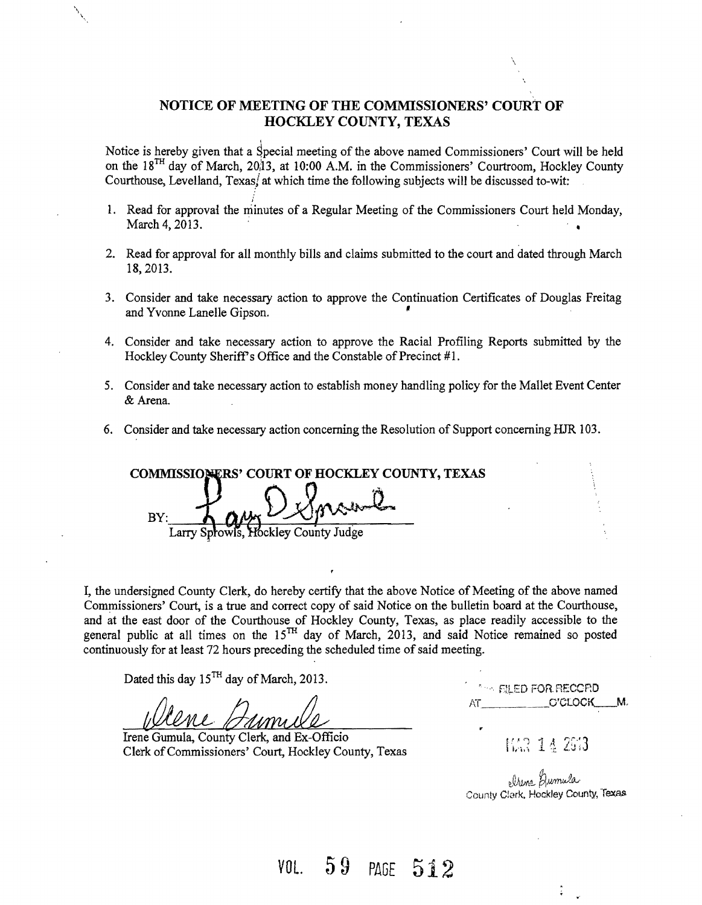# NOTICE OF MEETING OF THE COMMISSIONERS' COURT OF HOCKLEY COUNTY, TEXAS

Notice is hereby given that a Special meeting of the above named Commissioners' Court will be held on the 18TH day of March, 2013, at 10:00 A.M. in the Commissioners' Courtroom, Hockley County Courthouse, Levelland, Texas, at which time the following subjects will be discussed to-wit:

1. Read for approval the minutes of a Regular Meeting of the Commissioners Court held Monday, March 4, 2013.

2. Read for approval for all monthly bills and claims submitted to the court and dated through March 18, 2013.

3. Consider and take necessary action to approve the Continuation Certificates of Douglas Freitag and Yvonne Lanelle Gipson.

4. Consider and take necessary action to approve the Racial Profiling Reports submitted by the Hockley County Sheriff's Office and the Constable of Precinct #1.

5. Consider and take necessary action to establish money handling policy for the Mallet Event Center & Arena.

6. Consider and take necessary action concerning the Resolution of Support concerning HJR 103.

**COMMISSIONERS' COURT OF HOCKLEY COUNTY, TEXAS**

BY: Larry D. Sprowls

Larry Sprowls, Hockley County Judge

I, the undersigned County Clerk, do hereby certify that the above Notice of Meeting of the above named Commissioners' Court, is a true and correct copy of said Notice on the bulletin board at the Courthouse, and at the east door of the Courthouse of Hockley County, Texas, as place readily accessible to the general public at all times on the 15TH day of March, 2013, and said Notice remained so posted continuously for at least 72 hours preceding the scheduled time of said meeting.

Dated this day 15TH day of March, 2013.

Irene Gumula

Irene Gumula, County Clerk, and Ex-Officio
Clerk of Commissioners' Court, Hockley County, Texas

FILED FOR RECORD
AT ________ O'CLOCK ____ M.

MAR 14 2013

Irene Gumula
County Clerk, Hockley County, Texas

VOL. 59 PAGE 512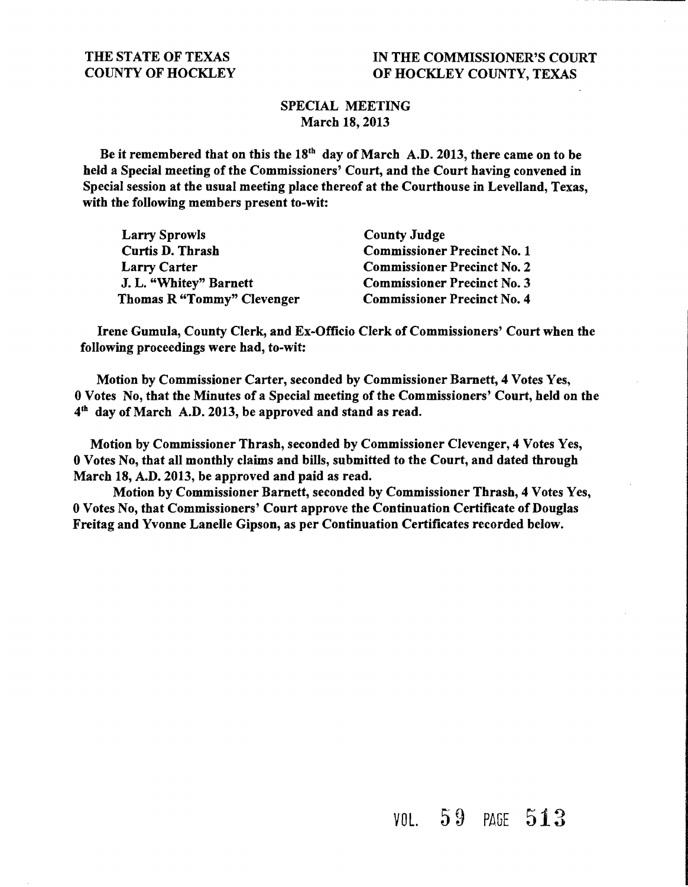THE STATE OF TEXAS
COUNTY OF HOCKLEY

IN THE COMMISSIONER'S COURT
OF HOCKLEY COUNTY, TEXAS

## SPECIAL MEETING
March 18, 2013

**Be it remembered that on this the 18th day of March A.D. 2013, there came on to be held a Special meeting of the Commissioners' Court, and the Court having convened in Special session at the usual meeting place thereof at the Courthouse in Levelland, Texas, with the following members present to-wit:**

| | |
|---|---|
| Larry Sprowls | County Judge |
| Curtis D. Thrash | Commissioner Precinct No. 1 |
| Larry Carter | Commissioner Precinct No. 2 |
| J. L. "Whitey" Barnett | Commissioner Precinct No. 3 |
| Thomas R "Tommy" Clevenger | Commissioner Precinct No. 4 |

**Irene Gumula, County Clerk, and Ex-Officio Clerk of Commissioners' Court when the following proceedings were had, to-wit:**

**Motion by Commissioner Carter, seconded by Commissioner Barnett, 4 Votes Yes, 0 Votes No, that the Minutes of a Special meeting of the Commissioners' Court, held on the 4th day of March A.D. 2013, be approved and stand as read.**

**Motion by Commissioner Thrash, seconded by Commissioner Clevenger, 4 Votes Yes, 0 Votes No, that all monthly claims and bills, submitted to the Court, and dated through March 18, A.D. 2013, be approved and paid as read.**

**Motion by Commissioner Barnett, seconded by Commissioner Thrash, 4 Votes Yes, 0 Votes No, that Commissioners' Court approve the Continuation Certificate of Douglas Freitag and Yvonne Lanelle Gipson, as per Continuation Certificates recorded below.**

VOL. 59 PAGE 513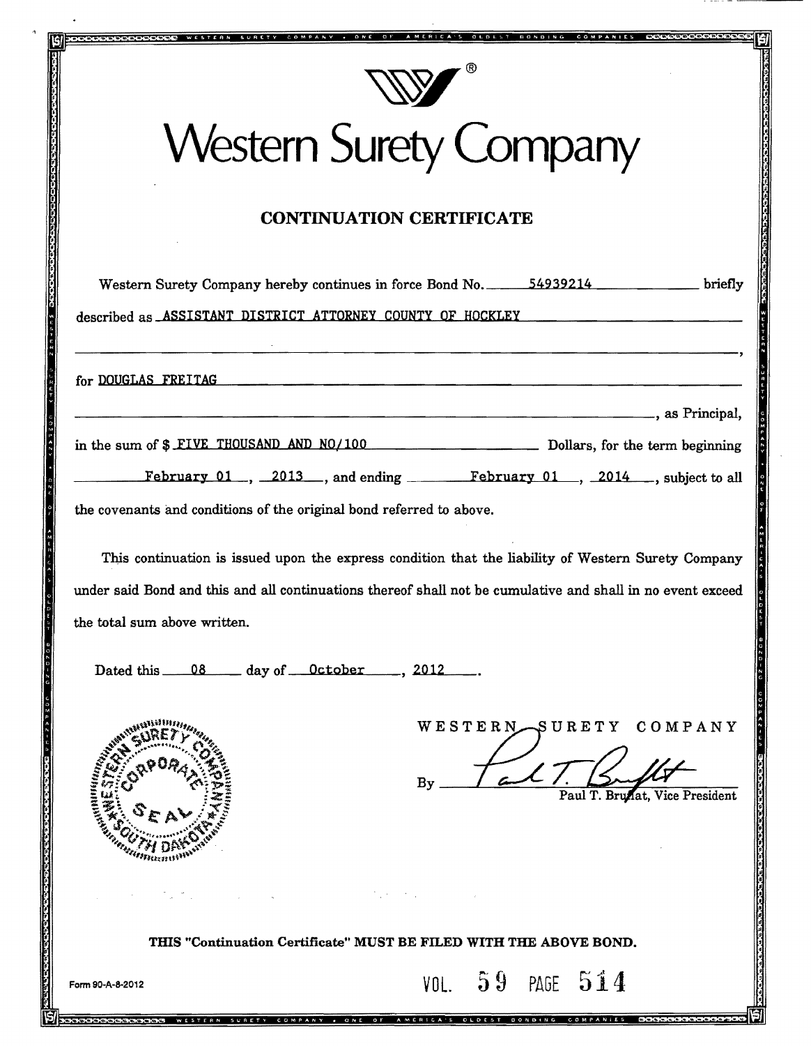# Western Surety Company

## CONTINUATION CERTIFICATE

Western Surety Company hereby continues in force Bond No. 54939214 briefly described as ASSISTANT DISTRICT ATTORNEY COUNTY OF HOCKLEY,

for DOUGLAS FREITAG, as Principal,

in the sum of $ FIVE THOUSAND AND NO/100 Dollars, for the term beginning February 01, 2013, and ending February 01, 2014, subject to all the covenants and conditions of the original bond referred to above.

This continuation is issued upon the express condition that the liability of Western Surety Company under said Bond and this and all continuations thereof shall not be cumulative and shall in no event exceed the total sum above written.

Dated this 08 day of October, 2012.

WESTERN SURETY COMPANY

By Paul T. Bruflat, Vice President

WESTERN SURETY COMPANY CORPORATE SEAL SOUTH DAKOTA

**THIS "Continuation Certificate" MUST BE FILED WITH THE ABOVE BOND.**

Form 90-A-8-2012

VOL. 59 PAGE 514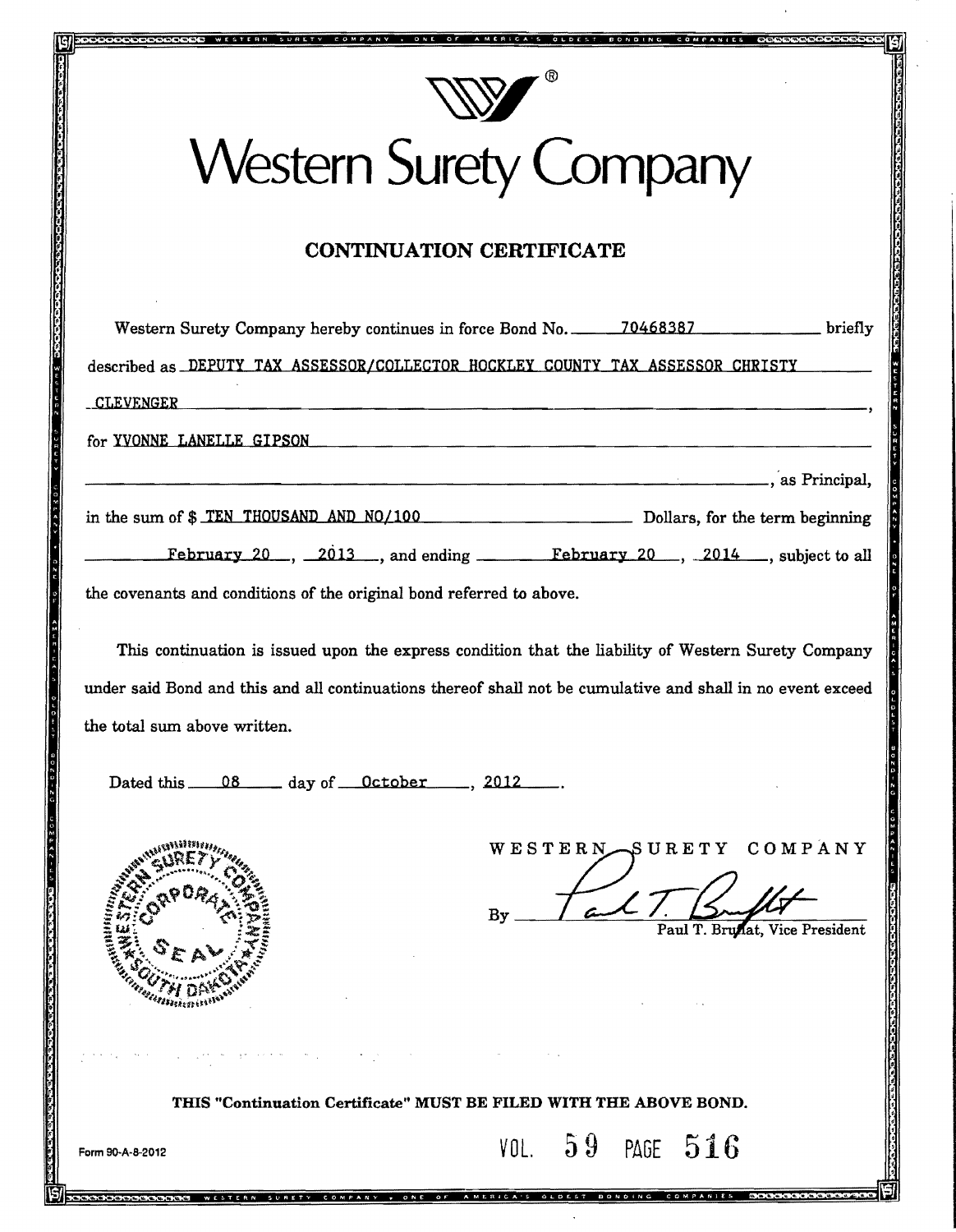# Western Surety Company

## CONTINUATION CERTIFICATE

Western Surety Company hereby continues in force Bond No. 70468387 briefly described as DEPUTY TAX ASSESSOR/COLLECTOR HOCKLEY COUNTY TAX ASSESSOR CHRISTY CLEVENGER,

for YVONNE LANELLE GIPSON

, as Principal,

in the sum of $ TEN THOUSAND AND NO/100 Dollars, for the term beginning February 20, 2013, and ending February 20, 2014, subject to all the covenants and conditions of the original bond referred to above.

This continuation is issued upon the express condition that the liability of Western Surety Company under said Bond and this and all continuations thereof shall not be cumulative and shall in no event exceed the total sum above written.

Dated this 08 day of October, 2012.

WESTERN SURETY COMPANY

By Paul T. Bruflat, Vice President

WESTERN SURETY COMPANY CORPORATE SEAL SOUTH DAKOTA

**THIS "Continuation Certificate" MUST BE FILED WITH THE ABOVE BOND.**

Form 90-A-8-2012

VOL. 59 PAGE 516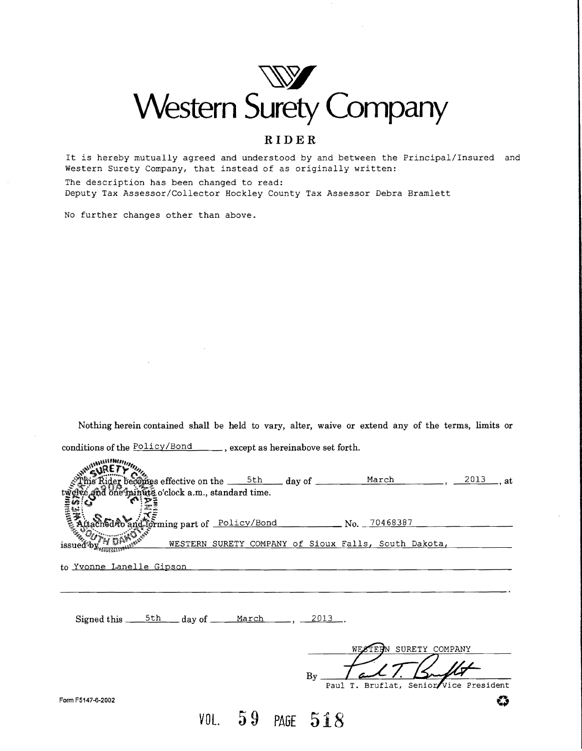# Western Surety Company

## RIDER

It is hereby mutually agreed and understood by and between the Principal/Insured and Western Surety Company, that instead of as originally written:

The description has been changed to read:
Deputy Tax Assessor/Collector Hockley County Tax Assessor Debra Bramlett

No further changes other than above.

Nothing herein contained shall be held to vary, alter, waive or extend any of the terms, limits or conditions of the Policy/Bond, except as hereinabove set forth.

This Rider becomes effective on the 5th day of March, 2013, at twelve and one minute o'clock a.m., standard time.

Attached to and forming part of Policy/Bond No. 70468387

issued by WESTERN SURETY COMPANY of Sioux Falls, South Dakota,

to Yvonne Lanelle Gipson

Signed this 5th day of March, 2013.

WESTERN SURETY COMPANY

By Paul T. Bruflat
Paul T. Bruflat, Senior Vice President

Form F5147-6-2002

VOL. 59 PAGE 518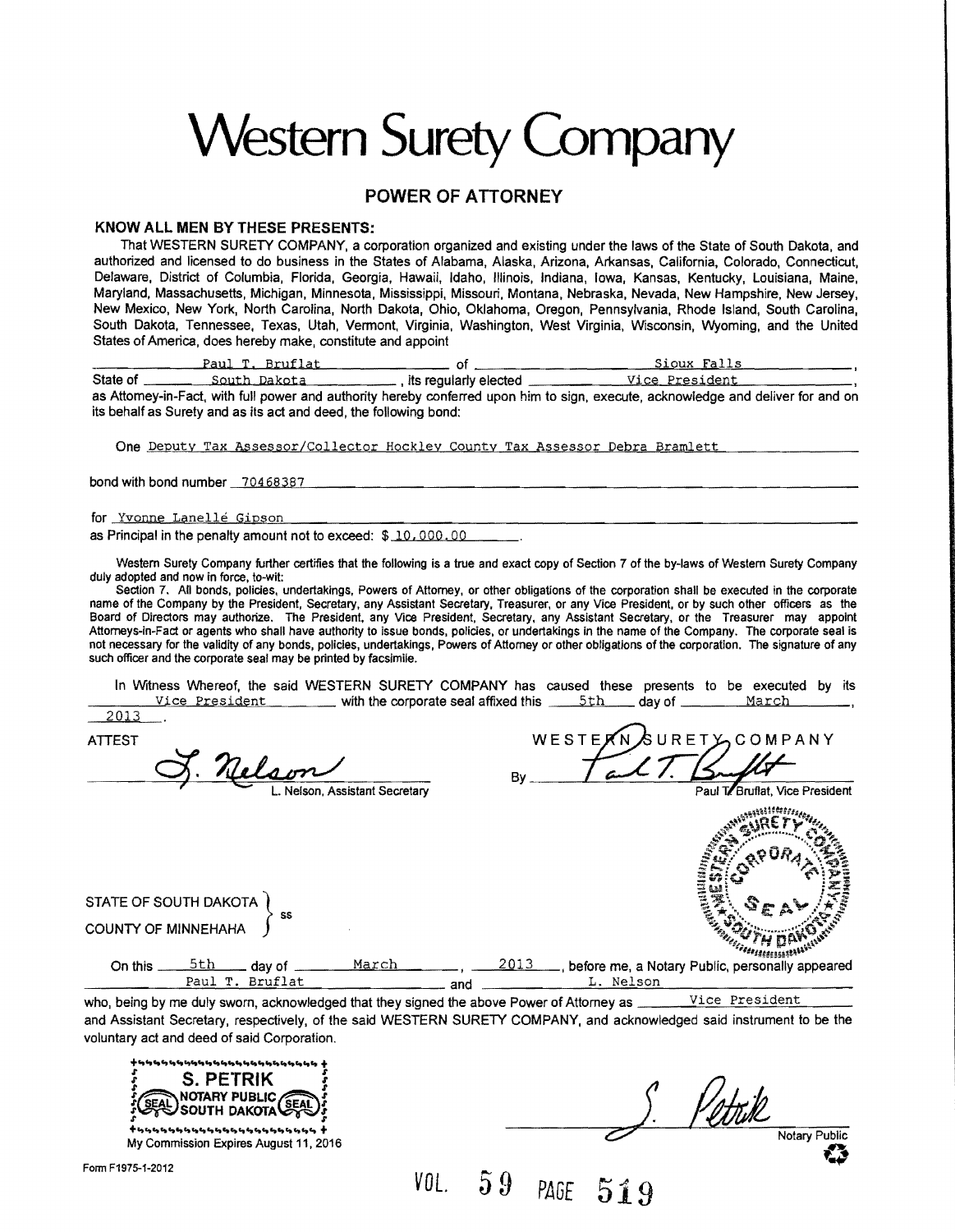# Western Surety Company

## POWER OF ATTORNEY

**KNOW ALL MEN BY THESE PRESENTS:**

That WESTERN SURETY COMPANY, a corporation organized and existing under the laws of the State of South Dakota, and authorized and licensed to do business in the States of Alabama, Alaska, Arizona, Arkansas, California, Colorado, Connecticut, Delaware, District of Columbia, Florida, Georgia, Hawaii, Idaho, Illinois, Indiana, Iowa, Kansas, Kentucky, Louisiana, Maine, Maryland, Massachusetts, Michigan, Minnesota, Mississippi, Missouri, Montana, Nebraska, Nevada, New Hampshire, New Jersey, New Mexico, New York, North Carolina, North Dakota, Ohio, Oklahoma, Oregon, Pennsylvania, Rhode Island, South Carolina, South Dakota, Tennessee, Texas, Utah, Vermont, Virginia, Washington, West Virginia, Wisconsin, Wyoming, and the United States of America, does hereby make, constitute and appoint

Paul T. Bruflat of Sioux Falls, State of South Dakota, its regularly elected Vice President, as Attorney-in-Fact, with full power and authority hereby conferred upon him to sign, execute, acknowledge and deliver for and on its behalf as Surety and as its act and deed, the following bond:

One Deputy Tax Assessor/Collector Hockley County Tax Assessor Debra Bramlett

bond with bond number 70468387

for Yvonne Lanellé Gipson

as Principal in the penalty amount not to exceed: $ 10,000.00.

Western Surety Company further certifies that the following is a true and exact copy of Section 7 of the by-laws of Western Surety Company duly adopted and now in force, to-wit:

Section 7. All bonds, policies, undertakings, Powers of Attorney, or other obligations of the corporation shall be executed in the corporate name of the Company by the President, Secretary, any Assistant Secretary, Treasurer, or any Vice President, or by such other officers as the Board of Directors may authorize. The President, any Vice President, Secretary, any Assistant Secretary, or the Treasurer may appoint Attorneys-in-Fact or agents who shall have authority to issue bonds, policies, or undertakings in the name of the Company. The corporate seal is not necessary for the validity of any bonds, policies, undertakings, Powers of Attorney or other obligations of the corporation. The signature of any such officer and the corporate seal may be printed by facsimile.

In Witness Whereof, the said WESTERN SURETY COMPANY has caused these presents to be executed by its Vice President with the corporate seal affixed this 5th day of March, 2013.

ATTEST

L. Nelson
L. Nelson, Assistant Secretary

WESTERN SURETY COMPANY

By Paul T. Bruflat
Paul T. Bruflat, Vice President

STATE OF SOUTH DAKOTA }
} ss
COUNTY OF MINNEHAHA }

On this 5th day of March, 2013, before me, a Notary Public, personally appeared Paul T. Bruflat and L. Nelson who, being by me duly sworn, acknowledged that they signed the above Power of Attorney as Vice President and Assistant Secretary, respectively, of the said WESTERN SURETY COMPANY, and acknowledged said instrument to be the voluntary act and deed of said Corporation.

S. PETRIK
NOTARY PUBLIC
SOUTH DAKOTA

My Commission Expires August 11, 2016

S. Petrik
Notary Public

Form F1975-1-2012

VOL. 59 PAGE 519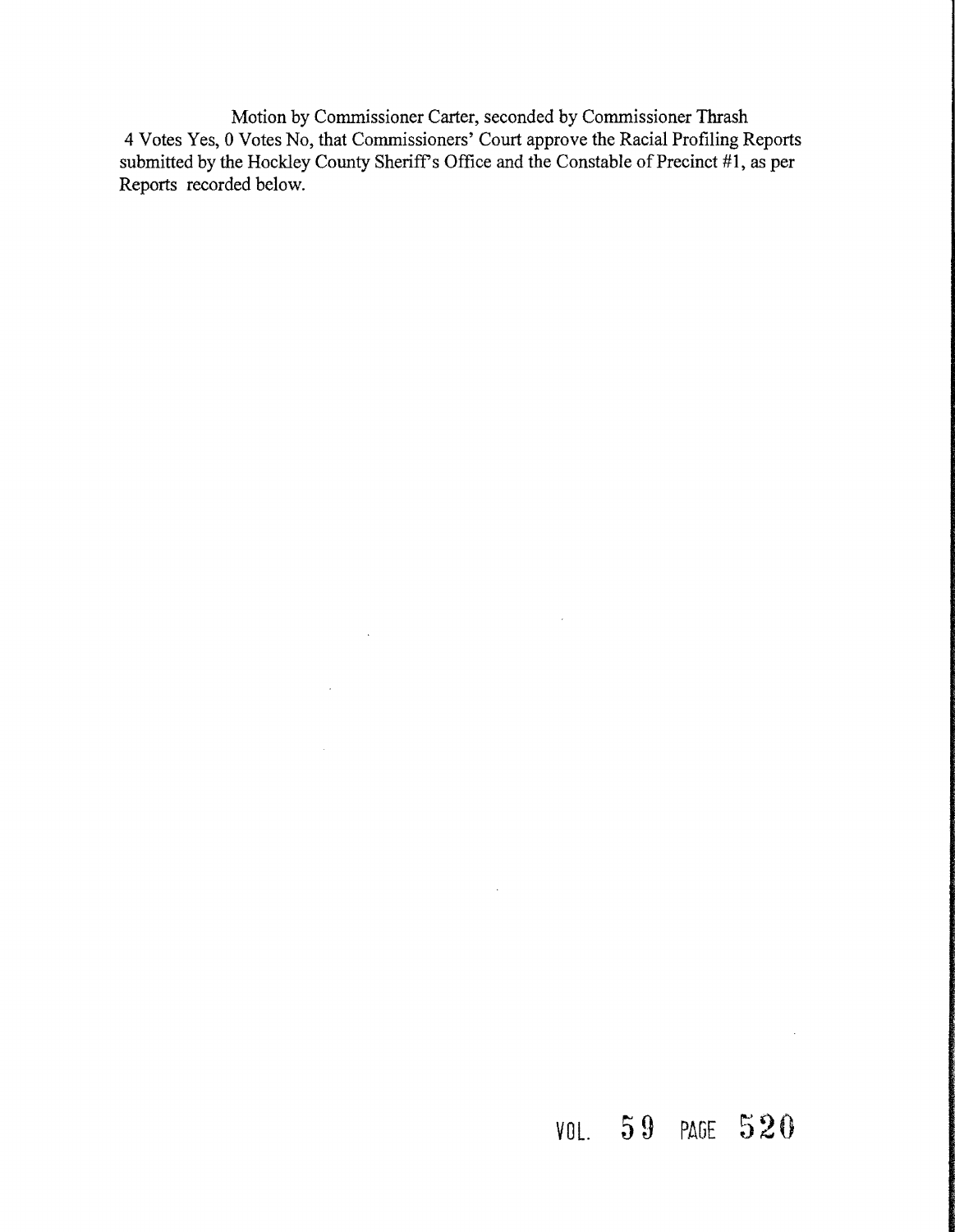Motion by Commissioner Carter, seconded by Commissioner Thrash 4 Votes Yes, 0 Votes No, that Commissioners' Court approve the Racial Profiling Reports submitted by the Hockley County Sheriff's Office and the Constable of Precinct #1, as per Reports recorded below.

VOL. 59 PAGE 520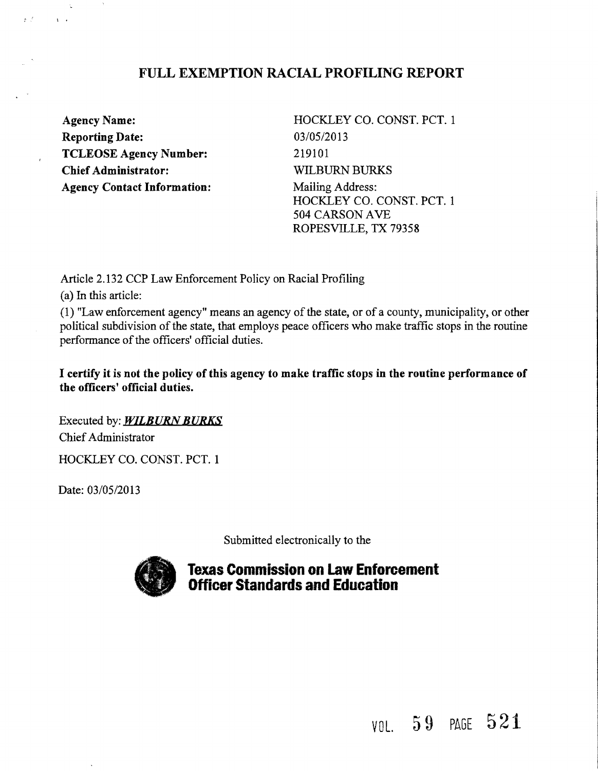# FULL EXEMPTION RACIAL PROFILING REPORT

| | |
|---|---|
| **Agency Name:** | HOCKLEY CO. CONST. PCT. 1 |
| **Reporting Date:** | 03/05/2013 |
| **TCLEOSE Agency Number:** | 219101 |
| **Chief Administrator:** | WILBURN BURKS |
| **Agency Contact Information:** | Mailing Address:<br>HOCKLEY CO. CONST. PCT. 1<br>504 CARSON AVE<br>ROPESVILLE, TX 79358 |

Article 2.132 CCP Law Enforcement Policy on Racial Profiling

(a) In this article:

(1) "Law enforcement agency" means an agency of the state, or of a county, municipality, or other political subdivision of the state, that employs peace officers who make traffic stops in the routine performance of the officers' official duties.

**I certify it is not the policy of this agency to make traffic stops in the routine performance of the officers' official duties.**

Executed by: ***WILBURN BURKS***

Chief Administrator

HOCKLEY CO. CONST. PCT. 1

Date: 03/05/2013

Submitted electronically to the

**Texas Commission on Law Enforcement Officer Standards and Education**

VOL. 59 PAGE 521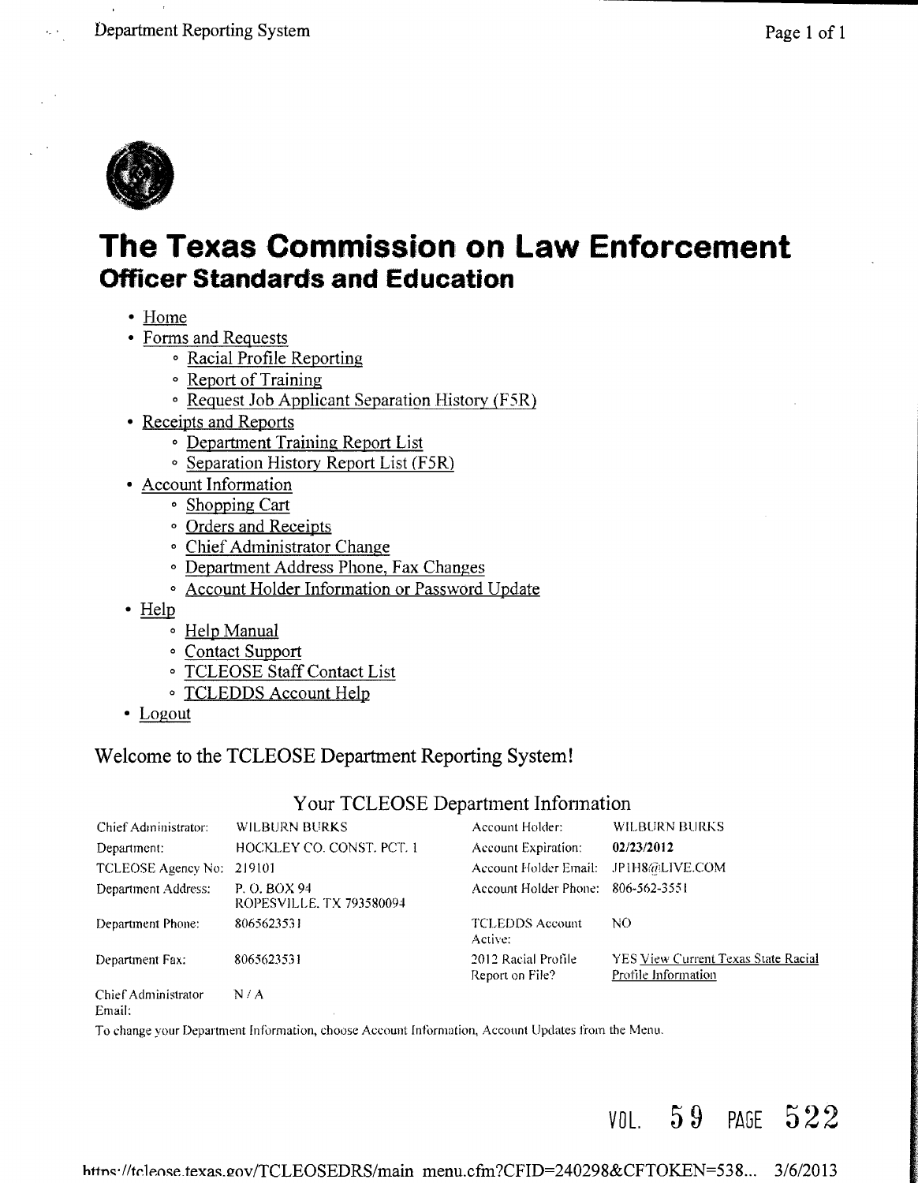# The Texas Commission on Law Enforcement
## Officer Standards and Education

- Home
- Forms and Requests
    - Racial Profile Reporting
    - Report of Training
    - Request Job Applicant Separation History (F5R)
- Receipts and Reports
    - Department Training Report List
    - Separation History Report List (F5R)
- Account Information
    - Shopping Cart
    - Orders and Receipts
    - Chief Administrator Change
    - Department Address Phone, Fax Changes
    - Account Holder Information or Password Update
- Help
    - Help Manual
    - Contact Support
    - TCLEOSE Staff Contact List
    - TCLEDDS Account Help
- Logout

Welcome to the TCLEOSE Department Reporting System!

Your TCLEOSE Department Information

| | | | |
|---|---|---|---|
| Chief Administrator: | WILBURN BURKS | Account Holder: | WILBURN BURKS |
| Department: | HOCKLEY CO. CONST. PCT. 1 | Account Expiration: | **02/23/2012** |
| TCLEOSE Agency No: | 219101 | Account Holder Email: | JP1H8@LIVE.COM |
| Department Address: | P. O. BOX 94 ROPESVILLE, TX 793580094 | Account Holder Phone: | 806-562-3551 |
| Department Phone: | 8065623531 | TCLEDDS Account Active: | NO |
| Department Fax: | 8065623531 | 2012 Racial Profile Report on File? | YES View Current Texas State Racial Profile Information |
| Chief Administrator Email: | N / A | | |

To change your Department Information, choose Account Information, Account Updates from the Menu.

VOL. 59 PAGE 522

https://tcleose.texas.gov/TCLEOSEDRS/main_menu.cfm?CFID=240298&CFTOKEN=538... 3/6/2013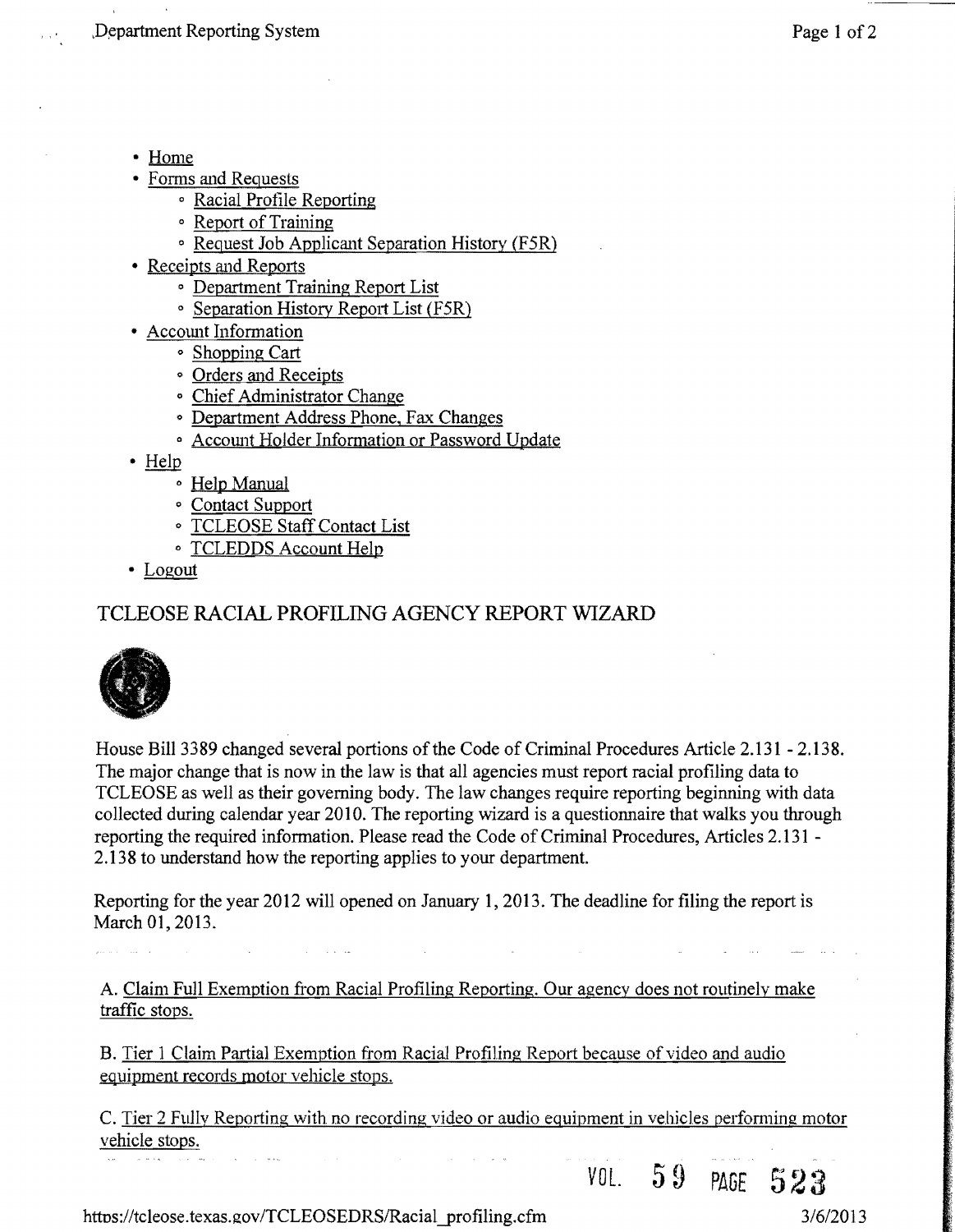- Home
- Forms and Requests
    - Racial Profile Reporting
    - Report of Training
    - Request Job Applicant Separation History (F5R)
- Receipts and Reports
    - Department Training Report List
    - Separation History Report List (F5R)
- Account Information
    - Shopping Cart
    - Orders and Receipts
    - Chief Administrator Change
    - Department Address Phone, Fax Changes
    - Account Holder Information or Password Update
- Help
    - Help Manual
    - Contact Support
    - TCLEOSE Staff Contact List
    - TCLEDDS Account Help
- Logout

# TCLEOSE RACIAL PROFILING AGENCY REPORT WIZARD

House Bill 3389 changed several portions of the Code of Criminal Procedures Article 2.131 - 2.138. The major change that is now in the law is that all agencies must report racial profiling data to TCLEOSE as well as their governing body. The law changes require reporting beginning with data collected during calendar year 2010. The reporting wizard is a questionnaire that walks you through reporting the required information. Please read the Code of Criminal Procedures, Articles 2.131 - 2.138 to understand how the reporting applies to your department.

Reporting for the year 2012 will opened on January 1, 2013. The deadline for filing the report is March 01, 2013.

A. Claim Full Exemption from Racial Profiling Reporting. Our agency does not routinely make traffic stops.

B. Tier 1 Claim Partial Exemption from Racial Profiling Report because of video and audio equipment records motor vehicle stops.

C. Tier 2 Fully Reporting with no recording video or audio equipment in vehicles performing motor vehicle stops.

VOL. 59 PAGE 523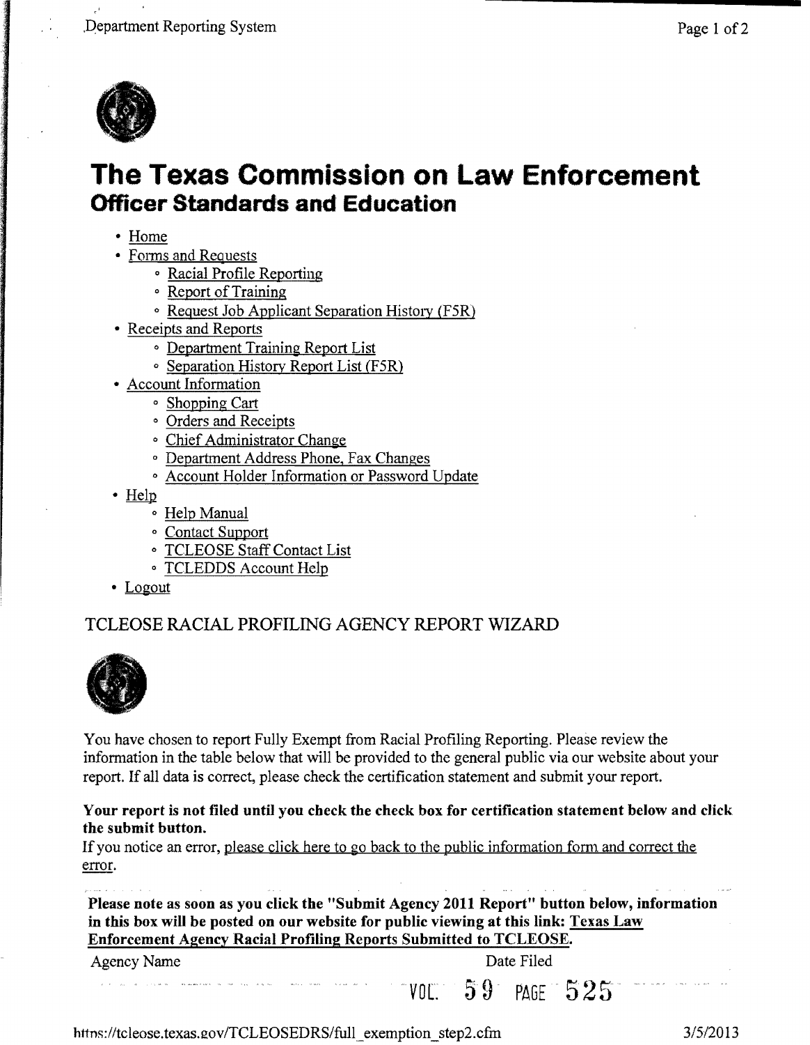# The Texas Commission on Law Enforcement

## Officer Standards and Education

- Home
- Forms and Requests
  - Racial Profile Reporting
  - Report of Training
  - Request Job Applicant Separation History (F5R)
- Receipts and Reports
  - Department Training Report List
  - Separation History Report List (F5R)
- Account Information
  - Shopping Cart
  - Orders and Receipts
  - Chief Administrator Change
  - Department Address Phone, Fax Changes
  - Account Holder Information or Password Update
- Help
  - Help Manual
  - Contact Support
  - TCLEOSE Staff Contact List
  - TCLEDDS Account Help
- Logout

TCLEOSE RACIAL PROFILING AGENCY REPORT WIZARD

You have chosen to report Fully Exempt from Racial Profiling Reporting. Please review the information in the table below that will be provided to the general public via our website about your report. If all data is correct, please check the certification statement and submit your report.

**Your report is not filed until you check the check box for certification statement below and click the submit button.**

If you notice an error, please click here to go back to the public information form and correct the error.

**Please note as soon as you click the "Submit Agency 2011 Report" button below, information in this box will be posted on our website for public viewing at this link: Texas Law Enforcement Agency Racial Profiling Reports Submitted to TCLEOSE.**

| Agency Name | Date Filed |
| --- | --- |

VOL. 59 PAGE 525

https://tcleose.texas.gov/TCLEOSEDRS/full_exemption_step2.cfm 3/5/2013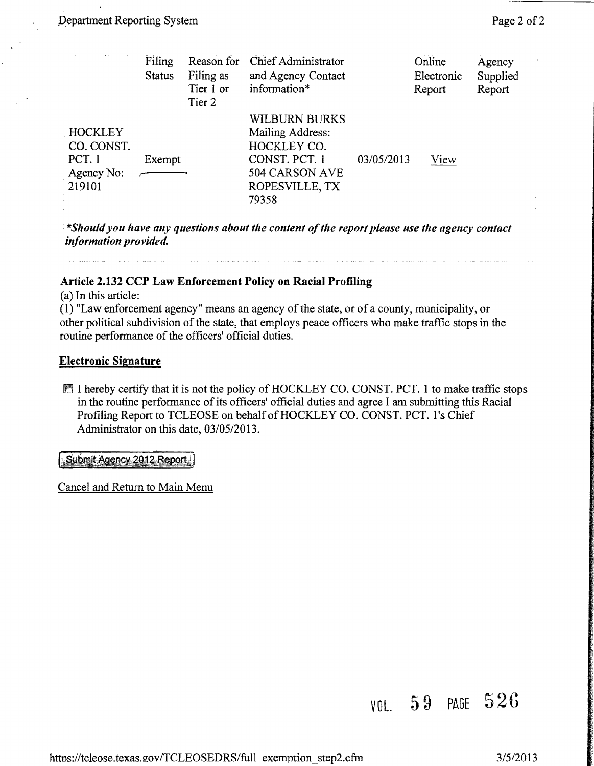| | Filing Status | Reason for Filing as Tier 1 or Tier 2 | Chief Administrator and Agency Contact information* | | Online Electronic Report | Agency Supplied Report |
|---|---|---|---|---|---|---|
| HOCKLEY CO. CONST. PCT. 1 Agency No: 219101 | Exempt | | WILBURN BURKS Mailing Address: HOCKLEY CO. CONST. PCT. 1 504 CARSON AVE ROPESVILLE, TX 79358 | 03/05/2013 | View | |

***Should you have any questions about the content of the report please use the agency contact information provided.***

**Article 2.132 CCP Law Enforcement Policy on Racial Profiling**

(a) In this article:

(1) "Law enforcement agency" means an agency of the state, or of a county, municipality, or other political subdivision of the state, that employs peace officers who make traffic stops in the routine performance of the officers' official duties.

**Electronic Signature**

☑ I hereby certify that it is not the policy of HOCKLEY CO. CONST. PCT. 1 to make traffic stops in the routine performance of its officers' official duties and agree I am submitting this Racial Profiling Report to TCLEOSE on behalf of HOCKLEY CO. CONST. PCT. 1's Chief Administrator on this date, 03/05/2013.

Submit Agency 2012 Report

Cancel and Return to Main Menu

VOL. 59 PAGE 526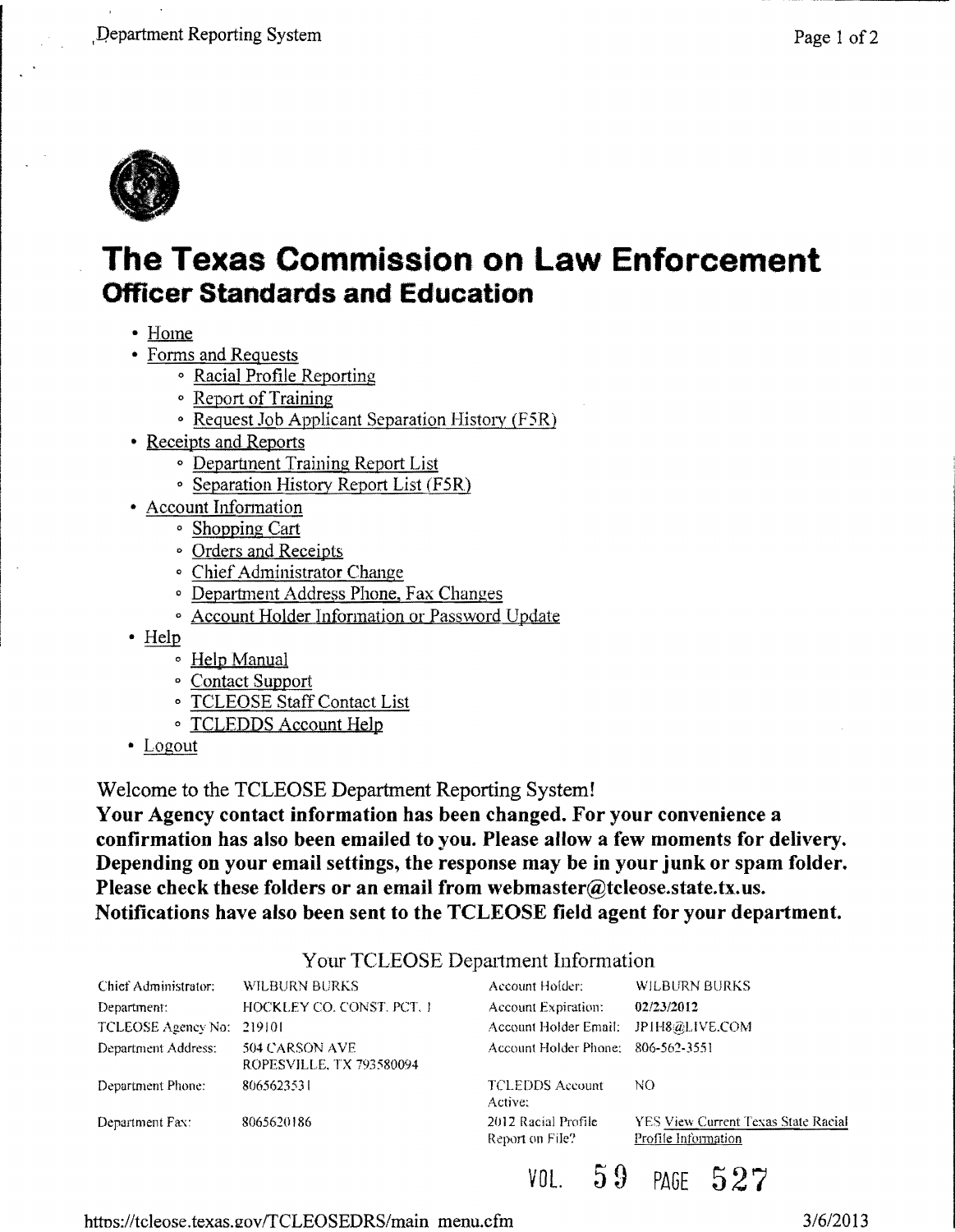# The Texas Commission on Law Enforcement
## Officer Standards and Education

- Home
- Forms and Requests
  - Racial Profile Reporting
  - Report of Training
  - Request Job Applicant Separation History (F5R)
- Receipts and Reports
  - Department Training Report List
  - Separation History Report List (F5R)
- Account Information
  - Shopping Cart
  - Orders and Receipts
  - Chief Administrator Change
  - Department Address Phone, Fax Changes
  - Account Holder Information or Password Update
- Help
  - Help Manual
  - Contact Support
  - TCLEOSE Staff Contact List
  - TCLEDDS Account Help
- Logout

Welcome to the TCLEOSE Department Reporting System!

**Your Agency contact information has been changed. For your convenience a confirmation has also been emailed to you. Please allow a few moments for delivery. Depending on your email settings, the response may be in your junk or spam folder. Please check these folders or an email from webmaster@tcleose.state.tx.us. Notifications have also been sent to the TCLEOSE field agent for your department.**

Your TCLEOSE Department Information

| | | | |
|---|---|---|---|
| Chief Administrator: | WILBURN BURKS | Account Holder: | WILBURN BURKS |
| Department: | HOCKLEY CO. CONST. PCT. 1 | Account Expiration: | 02/23/2012 |
| TCLEOSE Agency No: | 219101 | Account Holder Email: | JP1H8@LIVE.COM |
| Department Address: | 504 CARSON AVE ROPESVILLE, TX 793580094 | Account Holder Phone: | 806-562-3551 |
| Department Phone: | 8065623531 | TCLEDDS Account Active: | NO |
| Department Fax: | 8065620186 | 2012 Racial Profile Report on File? | YES View Current Texas State Racial Profile Information |

VOL. 59 PAGE 527

https://tcleose.texas.gov/TCLEOSEDRS/main_menu.cfm 3/6/2013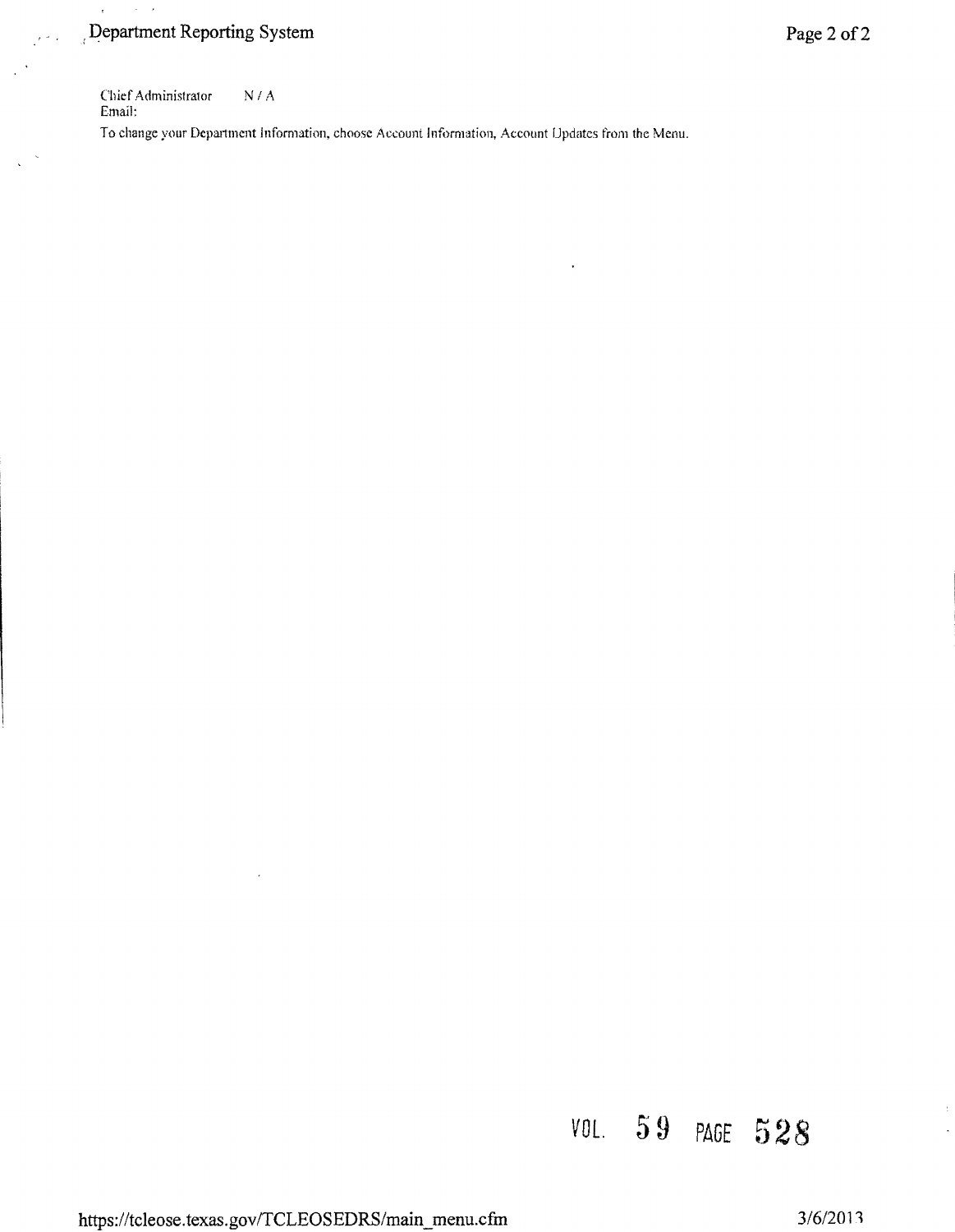Chief Administrator N / A
Email:

To change your Department Information, choose Account Information, Account Updates from the Menu.

VOL. 59 PAGE 528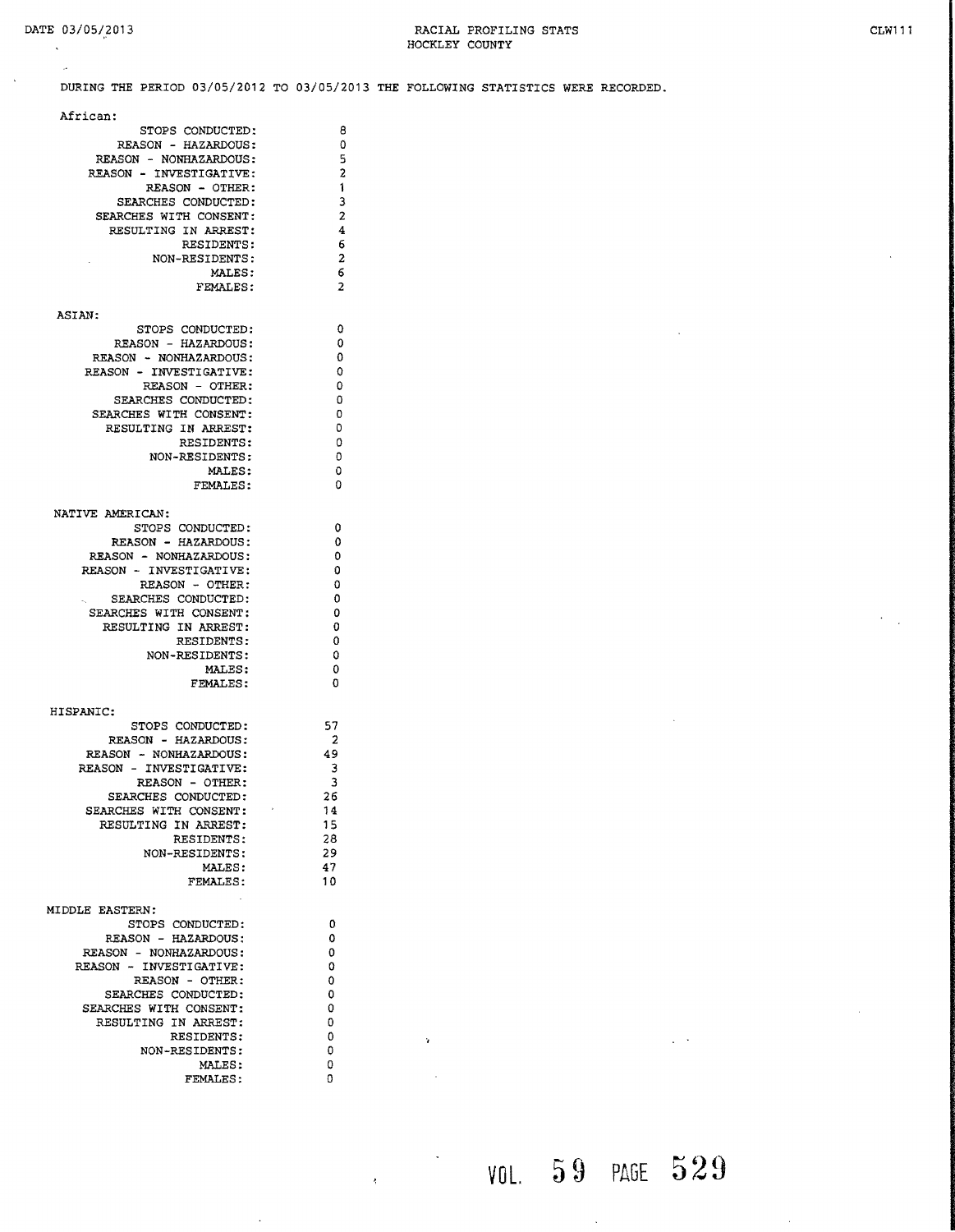DATE 03/05/2013

# RACIAL PROFILING STATS
## HOCKLEY COUNTY

CLW111

DURING THE PERIOD 03/05/2012 TO 03/05/2013 THE FOLLOWING STATISTICS WERE RECORDED.

**African:**

| | |
|---|---|
| STOPS CONDUCTED: | 8 |
| REASON - HAZARDOUS: | 0 |
| REASON - NONHAZARDOUS: | 5 |
| REASON - INVESTIGATIVE: | 2 |
| REASON - OTHER: | 1 |
| SEARCHES CONDUCTED: | 3 |
| SEARCHES WITH CONSENT: | 2 |
| RESULTING IN ARREST: | 4 |
| RESIDENTS: | 6 |
| NON-RESIDENTS: | 2 |
| MALES: | 6 |
| FEMALES: | 2 |

**ASIAN:**

| | |
|---|---|
| STOPS CONDUCTED: | 0 |
| REASON - HAZARDOUS: | 0 |
| REASON - NONHAZARDOUS: | 0 |
| REASON - INVESTIGATIVE: | 0 |
| REASON - OTHER: | 0 |
| SEARCHES CONDUCTED: | 0 |
| SEARCHES WITH CONSENT: | 0 |
| RESULTING IN ARREST: | 0 |
| RESIDENTS: | 0 |
| NON-RESIDENTS: | 0 |
| MALES: | 0 |
| FEMALES: | 0 |

**NATIVE AMERICAN:**

| | |
|---|---|
| STOPS CONDUCTED: | 0 |
| REASON - HAZARDOUS: | 0 |
| REASON - NONHAZARDOUS: | 0 |
| REASON - INVESTIGATIVE: | 0 |
| REASON - OTHER: | 0 |
| SEARCHES CONDUCTED: | 0 |
| SEARCHES WITH CONSENT: | 0 |
| RESULTING IN ARREST: | 0 |
| RESIDENTS: | 0 |
| NON-RESIDENTS: | 0 |
| MALES: | 0 |
| FEMALES: | 0 |

**HISPANIC:**

| | |
|---|---|
| STOPS CONDUCTED: | 57 |
| REASON - HAZARDOUS: | 2 |
| REASON - NONHAZARDOUS: | 49 |
| REASON - INVESTIGATIVE: | 3 |
| REASON - OTHER: | 3 |
| SEARCHES CONDUCTED: | 26 |
| SEARCHES WITH CONSENT: | 14 |
| RESULTING IN ARREST: | 15 |
| RESIDENTS: | 28 |
| NON-RESIDENTS: | 29 |
| MALES: | 47 |
| FEMALES: | 10 |

**MIDDLE EASTERN:**

| | |
|---|---|
| STOPS CONDUCTED: | 0 |
| REASON - HAZARDOUS: | 0 |
| REASON - NONHAZARDOUS: | 0 |
| REASON - INVESTIGATIVE: | 0 |
| REASON - OTHER: | 0 |
| SEARCHES CONDUCTED: | 0 |
| SEARCHES WITH CONSENT: | 0 |
| RESULTING IN ARREST: | 0 |
| RESIDENTS: | 0 |
| NON-RESIDENTS: | 0 |
| MALES: | 0 |
| FEMALES: | 0 |

VOL. 59 PAGE 529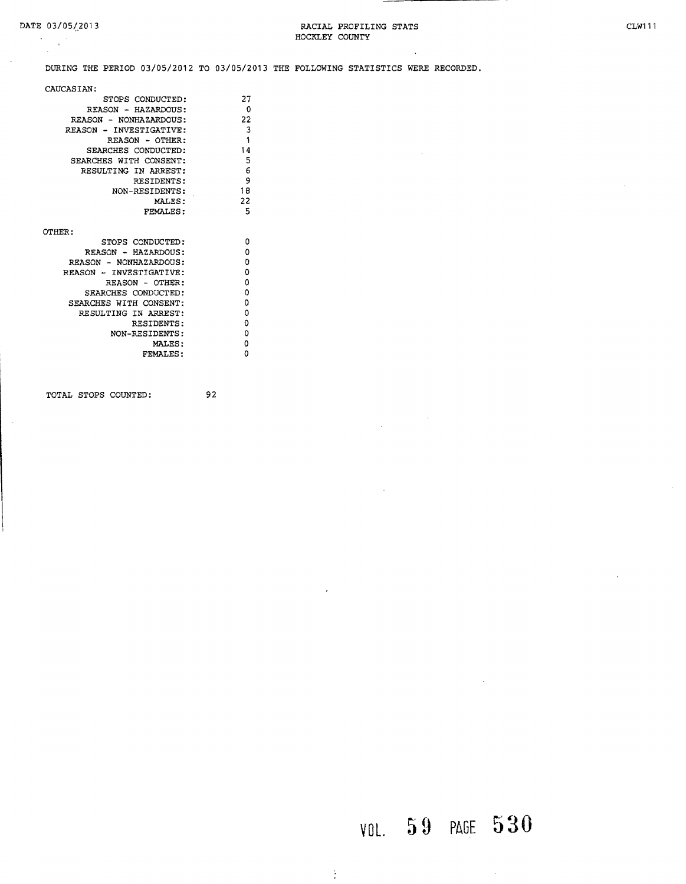DATE 03/05/2013

RACIAL PROFILING STATS
HOCKLEY COUNTY

CLW111

DURING THE PERIOD 03/05/2012 TO 03/05/2013 THE FOLLOWING STATISTICS WERE RECORDED.

CAUCASIAN:

| | |
|---|---|
| STOPS CONDUCTED: | 27 |
| REASON - HAZARDOUS: | 0 |
| REASON - NONHAZARDOUS: | 22 |
| REASON - INVESTIGATIVE: | 3 |
| REASON - OTHER: | 1 |
| SEARCHES CONDUCTED: | 14 |
| SEARCHES WITH CONSENT: | 5 |
| RESULTING IN ARREST: | 6 |
| RESIDENTS: | 9 |
| NON-RESIDENTS: | 18 |
| MALES: | 22 |
| FEMALES: | 5 |

OTHER:

| | |
|---|---|
| STOPS CONDUCTED: | 0 |
| REASON - HAZARDOUS: | 0 |
| REASON - NONHAZARDOUS: | 0 |
| REASON - INVESTIGATIVE: | 0 |
| REASON - OTHER: | 0 |
| SEARCHES CONDUCTED: | 0 |
| SEARCHES WITH CONSENT: | 0 |
| RESULTING IN ARREST: | 0 |
| RESIDENTS: | 0 |
| NON-RESIDENTS: | 0 |
| MALES: | 0 |
| FEMALES: | 0 |

TOTAL STOPS COUNTED: 92

VOL. 59 PAGE 530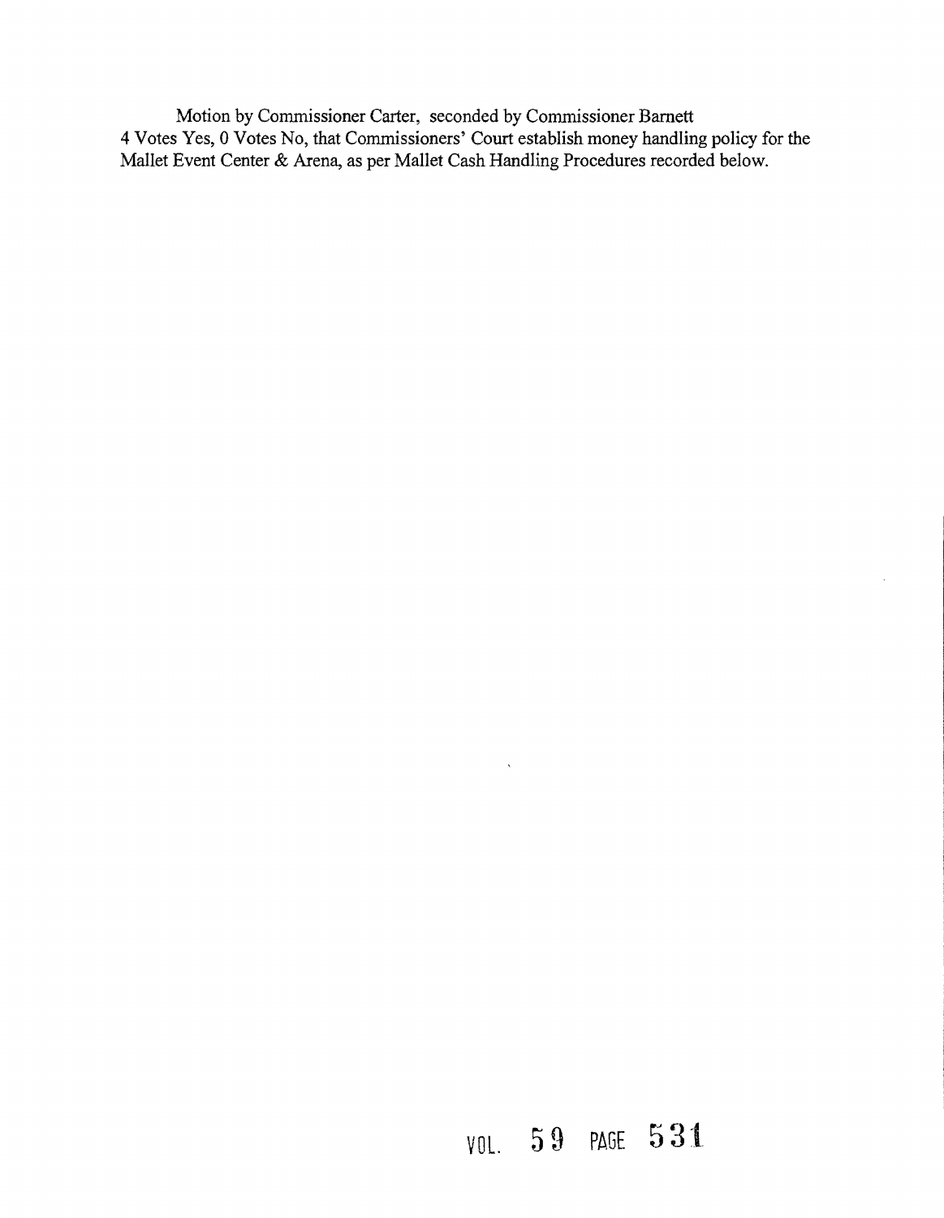Motion by Commissioner Carter, seconded by Commissioner Barnett
4 Votes Yes, 0 Votes No, that Commissioners' Court establish money handling policy for the Mallet Event Center & Arena, as per Mallet Cash Handling Procedures recorded below.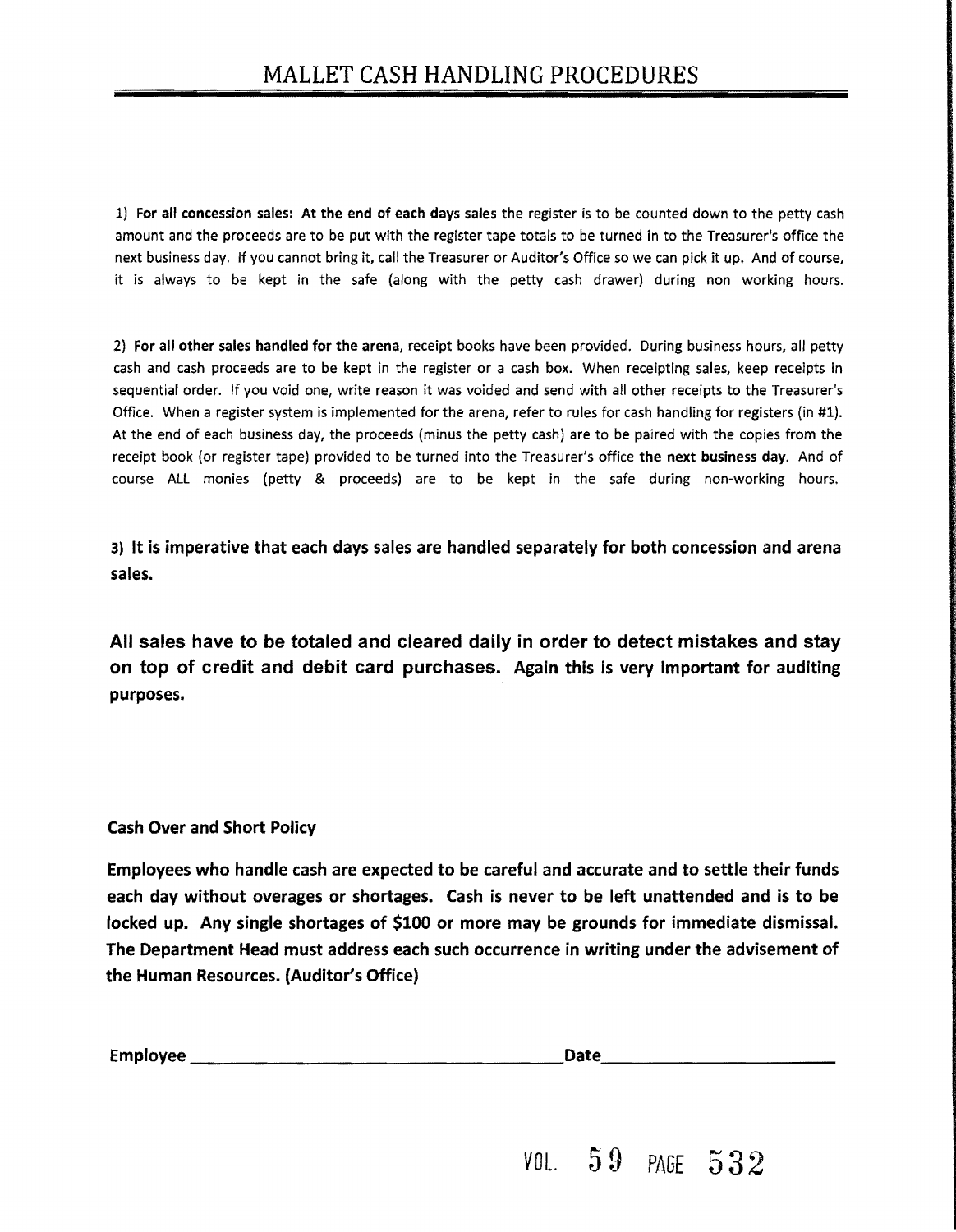# MALLET CASH HANDLING PROCEDURES

1) **For all concession sales: At the end of each days sales** the register is to be counted down to the petty cash amount and the proceeds are to be put with the register tape totals to be turned in to the Treasurer's office the next business day. If you cannot bring it, call the Treasurer or Auditor's Office so we can pick it up. And of course, it is always to be kept in the safe (along with the petty cash drawer) during non working hours.

2) **For all other sales handled for the arena,** receipt books have been provided. During business hours, all petty cash and cash proceeds are to be kept in the register or a cash box. When receipting sales, keep receipts in sequential order. If you void one, write reason it was voided and send with all other receipts to the Treasurer's Office. When a register system is implemented for the arena, refer to rules for cash handling for registers (in #1). At the end of each business day, the proceeds (minus the petty cash) are to be paired with the copies from the receipt book (or register tape) provided to be turned into the Treasurer's office **the next business day**. And of course ALL monies (petty & proceeds) are to be kept in the safe during non-working hours.

3) **It is imperative that each days sales are handled separately for both concession and arena sales.**

**All sales have to be totaled and cleared daily in order to detect mistakes and stay on top of credit and debit card purchases. Again this is very important for auditing purposes.**

**Cash Over and Short Policy**

**Employees who handle cash are expected to be careful and accurate and to settle their funds each day without overages or shortages. Cash is never to be left unattended and is to be locked up. Any single shortages of $100 or more may be grounds for immediate dismissal. The Department Head must address each such occurrence in writing under the advisement of the Human Resources. (Auditor's Office)**

**Employee** ______________________________ **Date** ____________________

VOL. 59 PAGE 532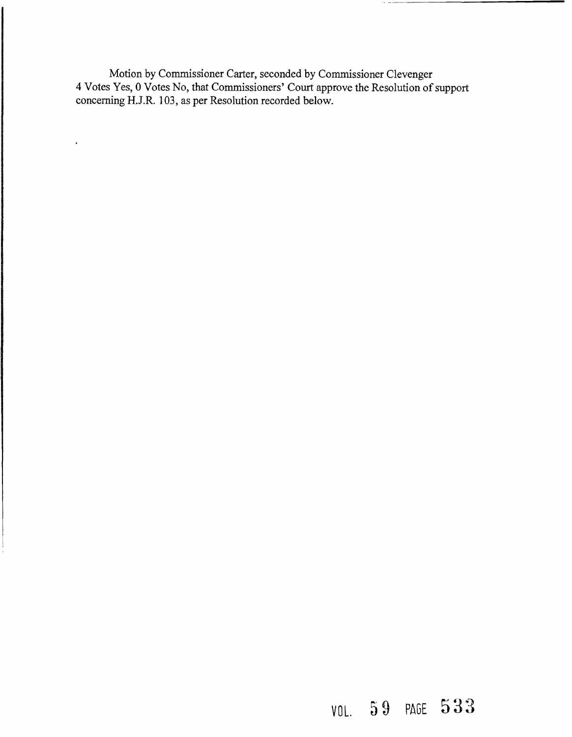Motion by Commissioner Carter, seconded by Commissioner Clevenger 4 Votes Yes, 0 Votes No, that Commissioners' Court approve the Resolution of support concerning H.J.R. 103, as per Resolution recorded below.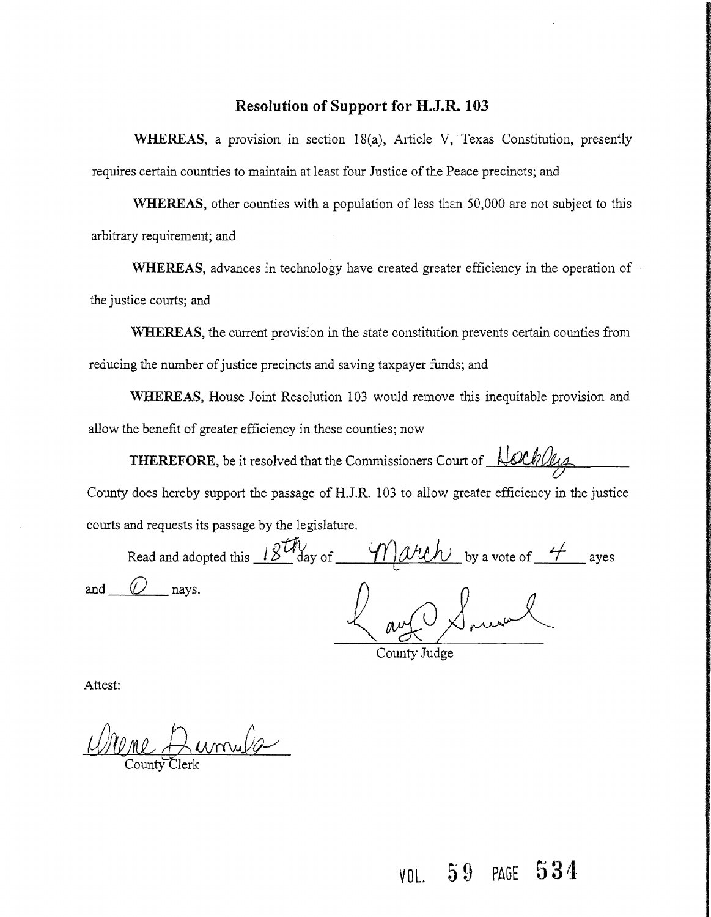## Resolution of Support for H.J.R. 103

**WHEREAS**, a provision in section 18(a), Article V, Texas Constitution, presently requires certain countries to maintain at least four Justice of the Peace precincts; and

**WHEREAS**, other counties with a population of less than 50,000 are not subject to this arbitrary requirement; and

**WHEREAS**, advances in technology have created greater efficiency in the operation of the justice courts; and

**WHEREAS**, the current provision in the state constitution prevents certain counties from reducing the number of justice precincts and saving taxpayer funds; and

**WHEREAS**, House Joint Resolution 103 would remove this inequitable provision and allow the benefit of greater efficiency in these counties; now

**THEREFORE**, be it resolved that the Commissioners Court of Hockley County does hereby support the passage of H.J.R. 103 to allow greater efficiency in the justice courts and requests its passage by the legislature.

Read and adopted this 18th day of March by a vote of 4 ayes and 0 nays.

County Judge

Attest:

County Clerk

VOL. 59 PAGE 534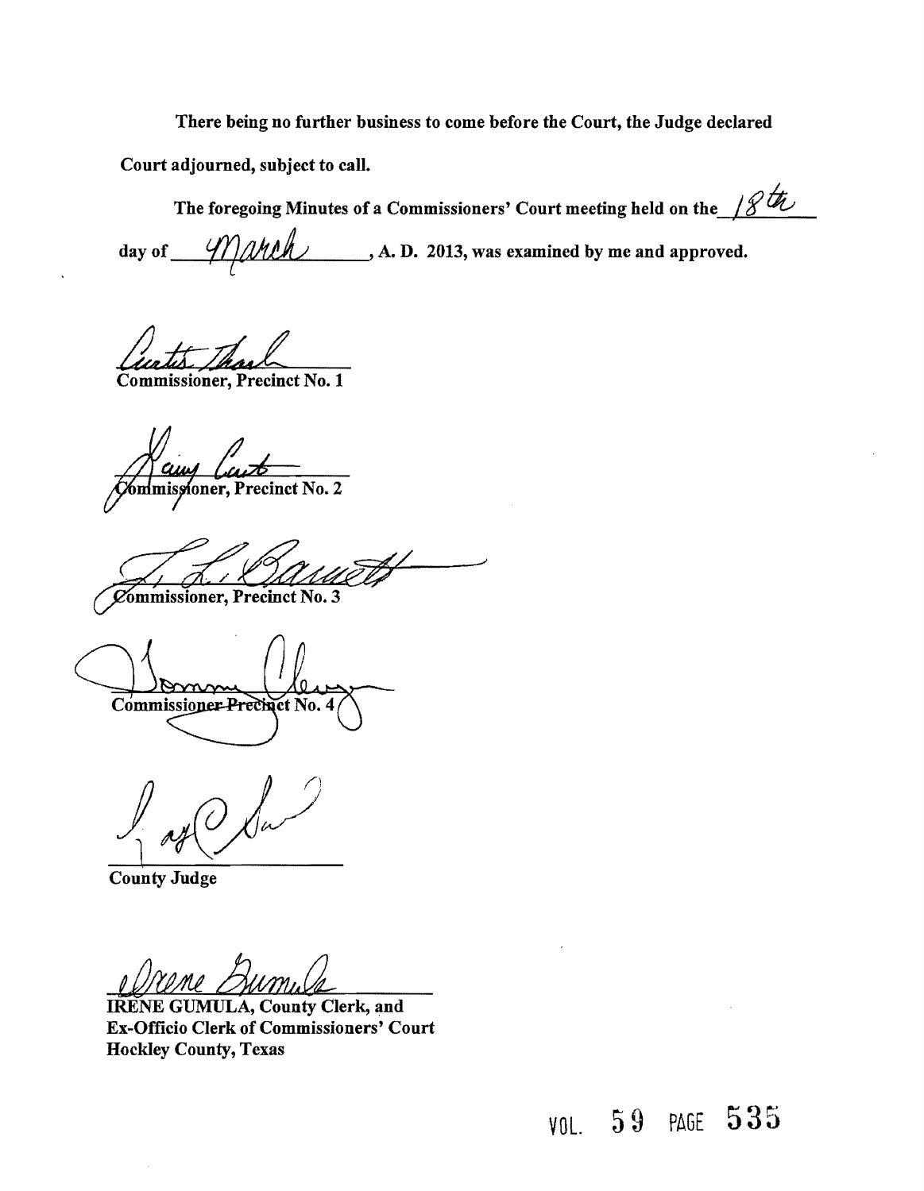**There being no further business to come before the Court, the Judge declared Court adjourned, subject to call.**

**The foregoing Minutes of a Commissioners' Court meeting held on the** 18th **day of** March**, A. D. 2013, was examined by me and approved.**

**Commissioner, Precinct No. 1**

**Commissioner, Precinct No. 2**

**Commissioner, Precinct No. 3**

**Commissioner Precinct No. 4**

**County Judge**

**IRENE GUMULA, County Clerk, and**
**Ex-Officio Clerk of Commissioners' Court**
**Hockley County, Texas**